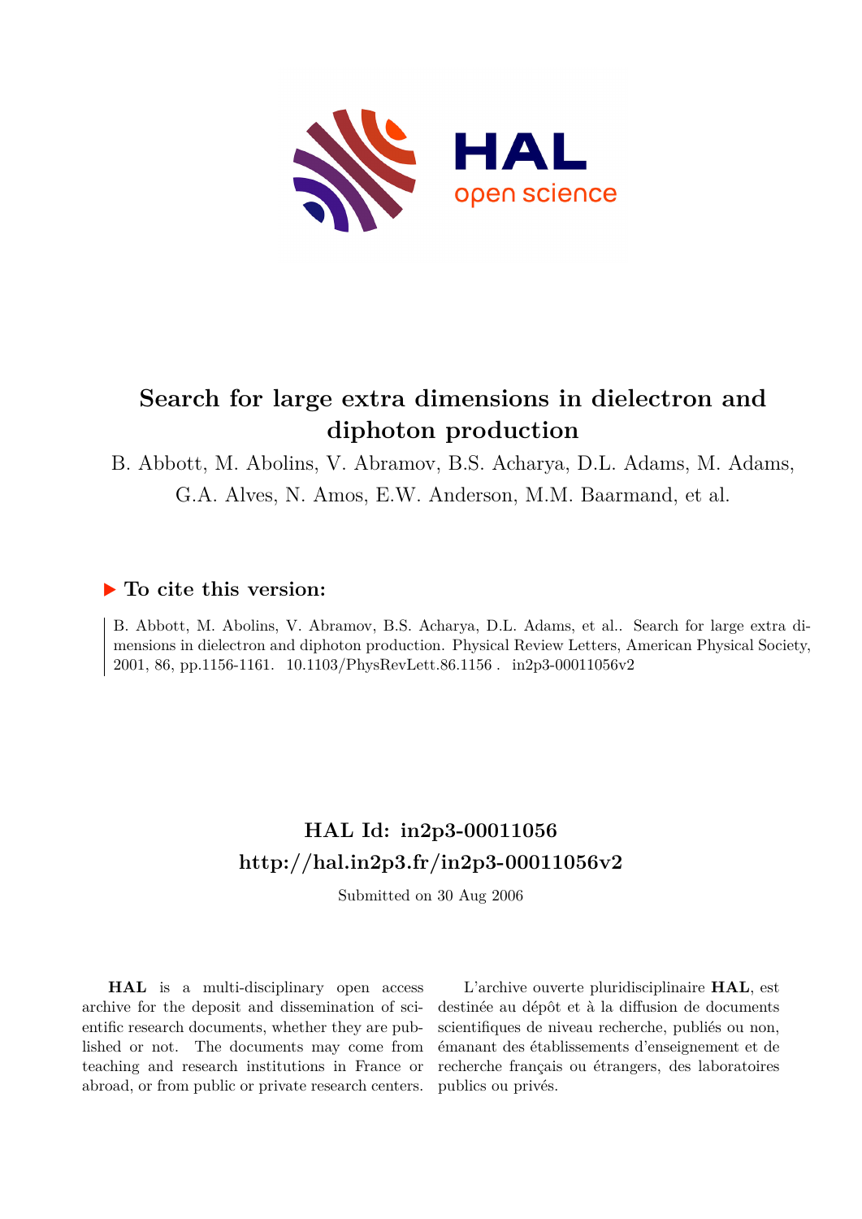# Search for large extra dimensions in dielectron and diphoton production

B. Abbott, M. Abolins, V. Abramov, B.S. Acharya, D.L. Adams, M. Adams, G.A. Alves, N. Amos, E.W. Anderson, M.M. Baarmand, et al.

## ▶ To cite this version:

B. Abbott, M. Abolins, V. Abramov, B.S. Acharya, D.L. Adams, et al.. Search for large extra dimensions in dielectron and diphoton production. Physical Review Letters, American Physical Society, 2001, 86, pp.1156-1161. 10.1103/PhysRevLett.86.1156 . in2p3-00011056v2

## HAL Id: in2p3-00011056
## http://hal.in2p3.fr/in2p3-00011056v2

Submitted on 30 Aug 2006

**HAL** is a multi-disciplinary open access archive for the deposit and dissemination of scientific research documents, whether they are published or not. The documents may come from teaching and research institutions in France or abroad, or from public or private research centers.

L'archive ouverte pluridisciplinaire **HAL**, est destinée au dépôt et à la diffusion de documents scientifiques de niveau recherche, publiés ou non, émanant des établissements d'enseignement et de recherche français ou étrangers, des laboratoires publics ou privés.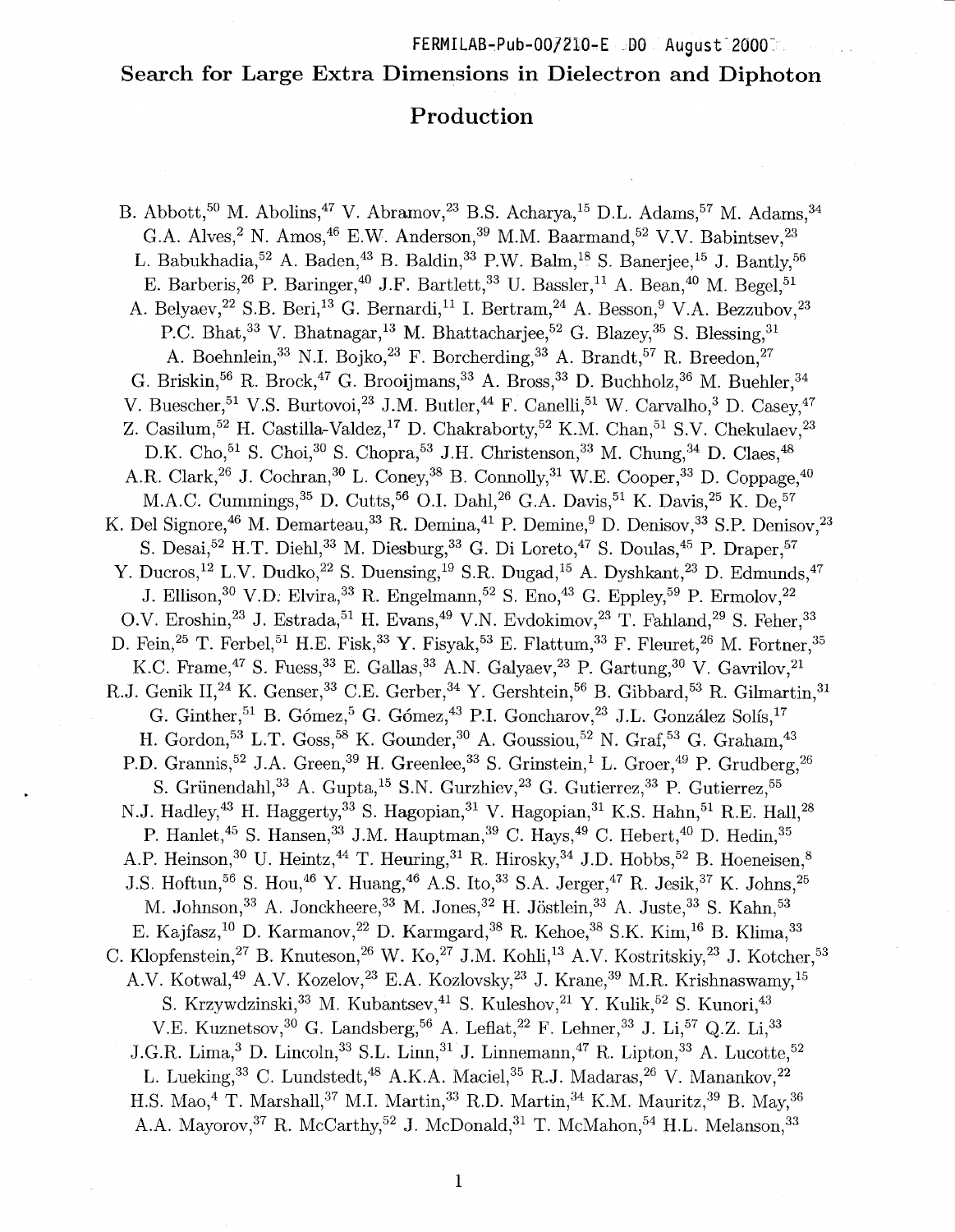FERMILAB-Pub-00/210-E DO August 2000

# Search for Large Extra Dimensions in Dielectron and Diphoton Production

B. Abbott,[50] M. Abolins,[47] V. Abramov,[23] B.S. Acharya,[15] D.L. Adams,[57] M. Adams,[34] G.A. Alves,[2] N. Amos,[46] E.W. Anderson,[39] M.M. Baarmand,[52] V.V. Babintsev,[23] L. Babukhadia,[52] A. Baden,[43] B. Baldin,[33] P.W. Balm,[18] S. Banerjee,[15] J. Bantly,[56] E. Barberis,[26] P. Baringer,[40] J.F. Bartlett,[33] U. Bassler,[11] A. Bean,[40] M. Begel,[51] A. Belyaev,[22] S.B. Beri,[13] G. Bernardi,[11] I. Bertram,[24] A. Besson,[9] V.A. Bezzubov,[23] P.C. Bhat,[33] V. Bhatnagar,[13] M. Bhattacharjee,[52] G. Blazey,[35] S. Blessing,[31] A. Boehnlein,[33] N.I. Bojko,[23] F. Borcherding,[33] A. Brandt,[57] R. Breedon,[27] G. Briskin,[56] R. Brock,[47] G. Brooijmans,[33] A. Bross,[33] D. Buchholz,[36] M. Buehler,[34] V. Buescher,[51] V.S. Burtovoi,[23] J.M. Butler,[44] F. Canelli,[51] W. Carvalho,[3] D. Casey,[47] Z. Casilum,[52] H. Castilla-Valdez,[17] D. Chakraborty,[52] K.M. Chan,[51] S.V. Chekulaev,[23] D.K. Cho,[51] S. Choi,[30] S. Chopra,[53] J.H. Christenson,[33] M. Chung,[34] D. Claes,[48] A.R. Clark,[26] J. Cochran,[30] L. Coney,[38] B. Connolly,[31] W.E. Cooper,[33] D. Coppage,[40] M.A.C. Cummings,[35] D. Cutts,[56] O.I. Dahl,[26] G.A. Davis,[51] K. Davis,[25] K. De,[57] K. Del Signore,[46] M. Demarteau,[33] R. Demina,[41] P. Demine,[9] D. Denisov,[33] S.P. Denisov,[23] S. Desai,[52] H.T. Diehl,[33] M. Diesburg,[33] G. Di Loreto,[47] S. Doulas,[45] P. Draper,[57] Y. Ducros,[12] L.V. Dudko,[22] S. Duensing,[19] S.R. Dugad,[15] A. Dyshkant,[23] D. Edmunds,[47] J. Ellison,[30] V.D. Elvira,[33] R. Engelmann,[52] S. Eno,[43] G. Eppley,[59] P. Ermolov,[22] O.V. Eroshin,[23] J. Estrada,[51] H. Evans,[49] V.N. Evdokimov,[23] T. Fahland,[29] S. Feher,[33] D. Fein,[25] T. Ferbel,[51] H.E. Fisk,[33] Y. Fisyak,[53] E. Flattum,[33] F. Fleuret,[26] M. Fortner,[35] K.C. Frame,[47] S. Fuess,[33] E. Gallas,[33] A.N. Galyaev,[23] P. Gartung,[30] V. Gavrilov,[21] R.J. Genik II,[24] K. Genser,[33] C.E. Gerber,[34] Y. Gershtein,[56] B. Gibbard,[53] R. Gilmartin,[31] G. Ginther,[51] B. Gómez,[5] G. Gómez,[43] P.I. Goncharov,[23] J.L. González Solís,[17] H. Gordon,[53] L.T. Goss,[58] K. Gounder,[30] A. Goussiou,[52] N. Graf,[53] G. Graham,[43] P.D. Grannis,[52] J.A. Green,[39] H. Greenlee,[33] S. Grinstein,[1] L. Groer,[49] P. Grudberg,[26] S. Grünendahl,[33] A. Gupta,[15] S.N. Gurzhiev,[23] G. Gutierrez,[33] P. Gutierrez,[55] N.J. Hadley,[43] H. Haggerty,[33] S. Hagopian,[31] V. Hagopian,[31] K.S. Hahn,[51] R.E. Hall,[28] P. Hanlet,[45] S. Hansen,[33] J.M. Hauptman,[39] C. Hays,[49] C. Hebert,[40] D. Hedin,[35] A.P. Heinson,[30] U. Heintz,[44] T. Heuring,[31] R. Hirosky,[34] J.D. Hobbs,[52] B. Hoeneisen,[8] J.S. Hoftun,[56] S. Hou,[46] Y. Huang,[46] A.S. Ito,[33] S.A. Jerger,[47] R. Jesik,[37] K. Johns,[25] M. Johnson,[33] A. Jonckheere,[33] M. Jones,[32] H. Jöstlein,[33] A. Juste,[33] S. Kahn,[53] E. Kajfasz,[10] D. Karmanov,[22] D. Karmgard,[38] R. Kehoe,[38] S.K. Kim,[16] B. Klima,[33] C. Klopfenstein,[27] B. Knuteson,[26] W. Ko,[27] J.M. Kohli,[13] A.V. Kostritskiy,[23] J. Kotcher,[53] A.V. Kotwal,[49] A.V. Kozelov,[23] E.A. Kozlovsky,[23] J. Krane,[39] M.R. Krishnaswamy,[15] S. Krzywdzinski,[33] M. Kubantsev,[41] S. Kuleshov,[21] Y. Kulik,[52] S. Kunori,[43] V.E. Kuznetsov,[30] G. Landsberg,[56] A. Leflat,[22] F. Lehner,[33] J. Li,[57] Q.Z. Li,[33] J.G.R. Lima,[3] D. Lincoln,[33] S.L. Linn,[31] J. Linnemann,[47] R. Lipton,[33] A. Lucotte,[52] L. Lueking,[33] C. Lundstedt,[48] A.K.A. Maciel,[35] R.J. Madaras,[26] V. Manankov,[22] H.S. Mao,[4] T. Marshall,[37] M.I. Martin,[33] R.D. Martin,[34] K.M. Mauritz,[39] B. May,[36] A.A. Mayorov,[37] R. McCarthy,[52] J. McDonald,[31] T. McMahon,[54] H.L. Melanson,[33]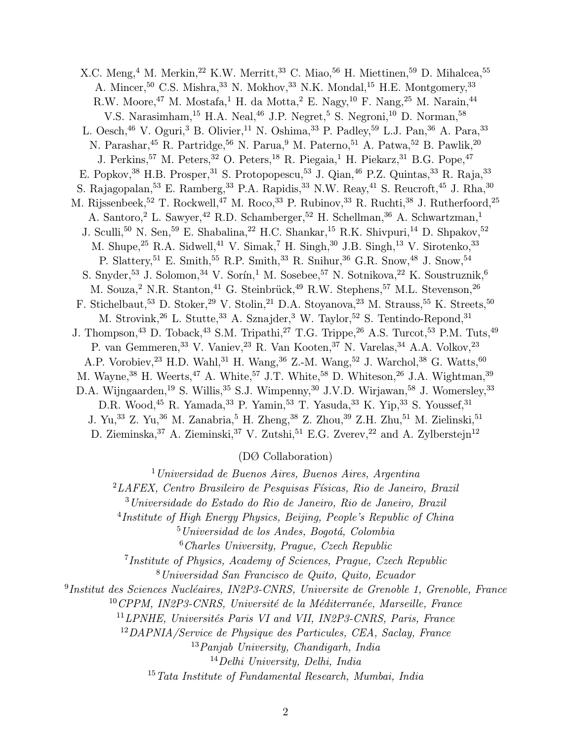X.C. Meng,[4] M. Merkin,[22] K.W. Merritt,[33] C. Miao,[56] H. Miettinen,[59] D. Mihalcea,[55] A. Mincer,[50] C.S. Mishra,[33] N. Mokhov,[33] N.K. Mondal,[15] H.E. Montgomery,[33] R.W. Moore,[47] M. Mostafa,[1] H. da Motta,[2] E. Nagy,[10] F. Nang,[25] M. Narain,[44] V.S. Narasimham,[15] H.A. Neal,[46] J.P. Negret,[5] S. Negroni,[10] D. Norman,[58] L. Oesch,[46] V. Oguri,[3] B. Olivier,[11] N. Oshima,[33] P. Padley,[59] L.J. Pan,[36] A. Para,[33] N. Parashar,[45] R. Partridge,[56] N. Parua,[9] M. Paterno,[51] A. Patwa,[52] B. Pawlik,[20] J. Perkins,[57] M. Peters,[32] O. Peters,[18] R. Piegaia,[1] H. Piekarz,[31] B.G. Pope,[47] E. Popkov,[38] H.B. Prosper,[31] S. Protopopescu,[53] J. Qian,[46] P.Z. Quintas,[33] R. Raja,[33] S. Rajagopalan,[53] E. Ramberg,[33] P.A. Rapidis,[33] N.W. Reay,[41] S. Reucroft,[45] J. Rha,[30] M. Rijssenbeek,[52] T. Rockwell,[47] M. Roco,[33] P. Rubinov,[33] R. Ruchti,[38] J. Rutherfoord,[25] A. Santoro,[2] L. Sawyer,[42] R.D. Schamberger,[52] H. Schellman,[36] A. Schwartzman,[1] J. Sculli,[50] N. Sen,[59] E. Shabalina,[22] H.C. Shankar,[15] R.K. Shivpuri,[14] D. Shpakov,[52] M. Shupe,[25] R.A. Sidwell,[41] V. Simak,[7] H. Singh,[30] J.B. Singh,[13] V. Sirotenko,[33] P. Slattery,[51] E. Smith,[55] R.P. Smith,[33] R. Snihur,[36] G.R. Snow,[48] J. Snow,[54] S. Snyder,[53] J. Solomon,[34] V. Sorín,[1] M. Sosebee,[57] N. Sotnikova,[22] K. Soustruznik,[6] M. Souza,[2] N.R. Stanton,[41] G. Steinbrück,[49] R.W. Stephens,[57] M.L. Stevenson,[26] F. Stichelbaut,[53] D. Stoker,[29] V. Stolin,[21] D.A. Stoyanova,[23] M. Strauss,[55] K. Streets,[50] M. Strovink,[26] L. Stutte,[33] A. Sznajder,[3] W. Taylor,[52] S. Tentindo-Repond,[31] J. Thompson,[43] D. Toback,[43] S.M. Tripathi,[27] T.G. Trippe,[26] A.S. Turcot,[53] P.M. Tuts,[49] P. van Gemmeren,[33] V. Vaniev,[23] R. Van Kooten,[37] N. Varelas,[34] A.A. Volkov,[23] A.P. Vorobiev,[23] H.D. Wahl,[31] H. Wang,[36] Z.-M. Wang,[52] J. Warchol,[38] G. Watts,[60] M. Wayne,[38] H. Weerts,[47] A. White,[57] J.T. White,[58] D. Whiteson,[26] J.A. Wightman,[39] D.A. Wijngaarden,[19] S. Willis,[35] S.J. Wimpenny,[30] J.V.D. Wirjawan,[58] J. Womersley,[33] D.R. Wood,[45] R. Yamada,[33] P. Yamin,[53] T. Yasuda,[33] K. Yip,[33] S. Youssef,[31] J. Yu,[33] Z. Yu,[36] M. Zanabria,[5] H. Zheng,[38] Z. Zhou,[39] Z.H. Zhu,[51] M. Zielinski,[51] D. Zieminska,[37] A. Zieminski,[37] V. Zutshi,[51] E.G. Zverev,[22] and A. Zylberstejn[12]

(DØ Collaboration)

[1] *Universidad de Buenos Aires, Buenos Aires, Argentina*
[2] *LAFEX, Centro Brasileiro de Pesquisas Físicas, Rio de Janeiro, Brazil*
[3] *Universidade do Estado do Rio de Janeiro, Rio de Janeiro, Brazil*
[4] *Institute of High Energy Physics, Beijing, People's Republic of China*
[5] *Universidad de los Andes, Bogotá, Colombia*
[6] *Charles University, Prague, Czech Republic*
[7] *Institute of Physics, Academy of Sciences, Prague, Czech Republic*
[8] *Universidad San Francisco de Quito, Quito, Ecuador*
[9] *Institut des Sciences Nucléaires, IN2P3-CNRS, Universite de Grenoble 1, Grenoble, France*
[10] *CPPM, IN2P3-CNRS, Université de la Méditerranée, Marseille, France*
[11] *LPNHE, Universités Paris VI and VII, IN2P3-CNRS, Paris, France*
[12] *DAPNIA/Service de Physique des Particules, CEA, Saclay, France*
[13] *Panjab University, Chandigarh, India*
[14] *Delhi University, Delhi, India*
[15] *Tata Institute of Fundamental Research, Mumbai, India*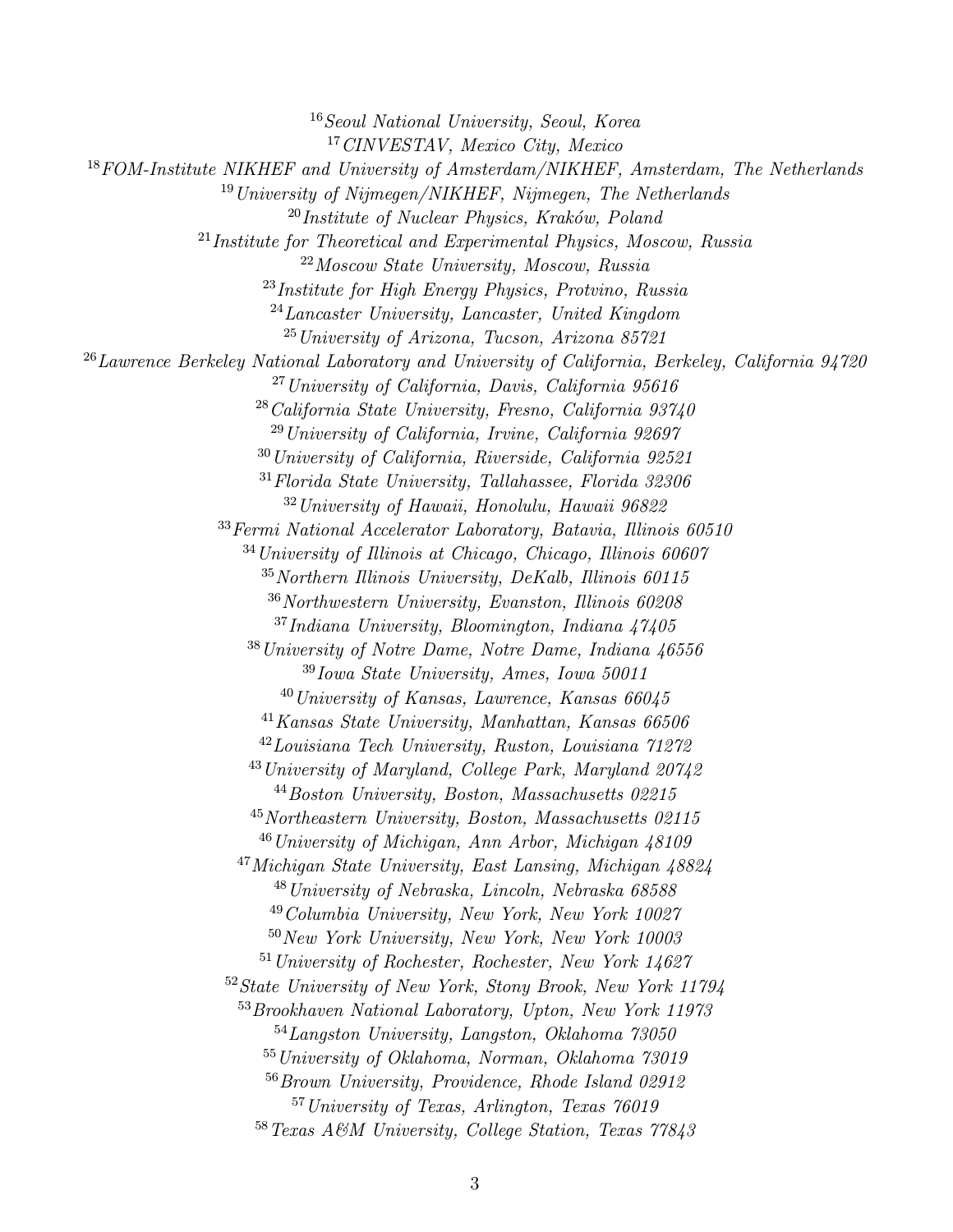[16]*Seoul National University, Seoul, Korea*
[17]*CINVESTAV, Mexico City, Mexico*
[18]*FOM-Institute NIKHEF and University of Amsterdam/NIKHEF, Amsterdam, The Netherlands*
[19]*University of Nijmegen/NIKHEF, Nijmegen, The Netherlands*
[20]*Institute of Nuclear Physics, Kraków, Poland*
[21]*Institute for Theoretical and Experimental Physics, Moscow, Russia*
[22]*Moscow State University, Moscow, Russia*
[23]*Institute for High Energy Physics, Protvino, Russia*
[24]*Lancaster University, Lancaster, United Kingdom*
[25]*University of Arizona, Tucson, Arizona 85721*
[26]*Lawrence Berkeley National Laboratory and University of California, Berkeley, California 94720*
[27]*University of California, Davis, California 95616*
[28]*California State University, Fresno, California 93740*
[29]*University of California, Irvine, California 92697*
[30]*University of California, Riverside, California 92521*
[31]*Florida State University, Tallahassee, Florida 32306*
[32]*University of Hawaii, Honolulu, Hawaii 96822*
[33]*Fermi National Accelerator Laboratory, Batavia, Illinois 60510*
[34]*University of Illinois at Chicago, Chicago, Illinois 60607*
[35]*Northern Illinois University, DeKalb, Illinois 60115*
[36]*Northwestern University, Evanston, Illinois 60208*
[37]*Indiana University, Bloomington, Indiana 47405*
[38]*University of Notre Dame, Notre Dame, Indiana 46556*
[39]*Iowa State University, Ames, Iowa 50011*
[40]*University of Kansas, Lawrence, Kansas 66045*
[41]*Kansas State University, Manhattan, Kansas 66506*
[42]*Louisiana Tech University, Ruston, Louisiana 71272*
[43]*University of Maryland, College Park, Maryland 20742*
[44]*Boston University, Boston, Massachusetts 02215*
[45]*Northeastern University, Boston, Massachusetts 02115*
[46]*University of Michigan, Ann Arbor, Michigan 48109*
[47]*Michigan State University, East Lansing, Michigan 48824*
[48]*University of Nebraska, Lincoln, Nebraska 68588*
[49]*Columbia University, New York, New York 10027*
[50]*New York University, New York, New York 10003*
[51]*University of Rochester, Rochester, New York 14627*
[52]*State University of New York, Stony Brook, New York 11794*
[53]*Brookhaven National Laboratory, Upton, New York 11973*
[54]*Langston University, Langston, Oklahoma 73050*
[55]*University of Oklahoma, Norman, Oklahoma 73019*
[56]*Brown University, Providence, Rhode Island 02912*
[57]*University of Texas, Arlington, Texas 76019*
[58]*Texas A&M University, College Station, Texas 77843*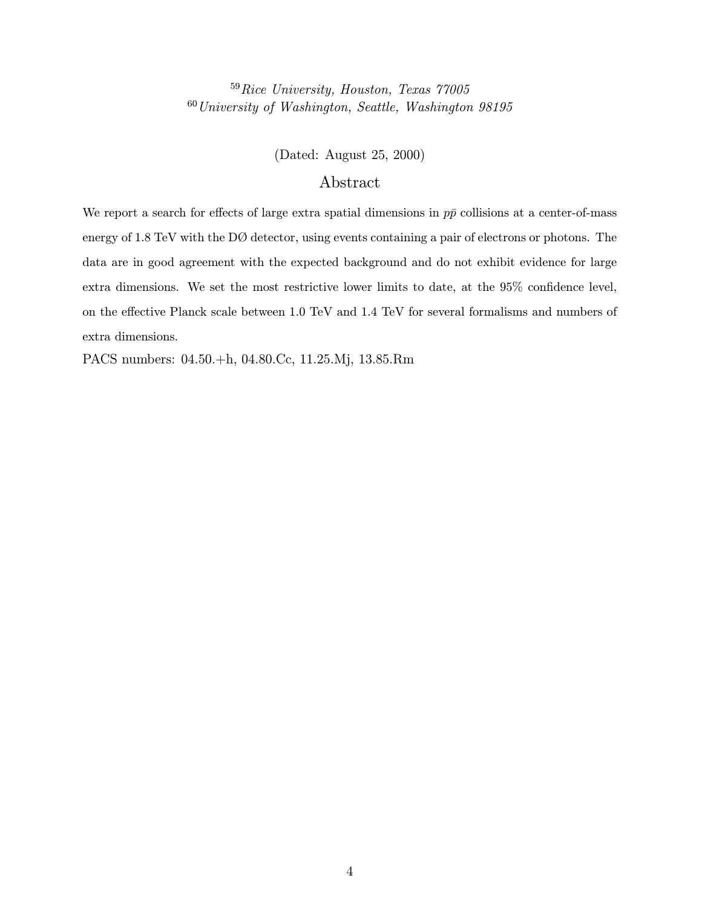[59]*Rice University, Houston, Texas 77005*
[60]*University of Washington, Seattle, Washington 98195*

(Dated: August 25, 2000)

## Abstract

We report a search for effects of large extra spatial dimensions in $p\bar{p}$ collisions at a center-of-mass energy of 1.8 TeV with the DØ detector, using events containing a pair of electrons or photons. The data are in good agreement with the expected background and do not exhibit evidence for large extra dimensions. We set the most restrictive lower limits to date, at the 95% confidence level, on the effective Planck scale between 1.0 TeV and 1.4 TeV for several formalisms and numbers of extra dimensions.

PACS numbers: 04.50.+h, 04.80.Cc, 11.25.Mj, 13.85.Rm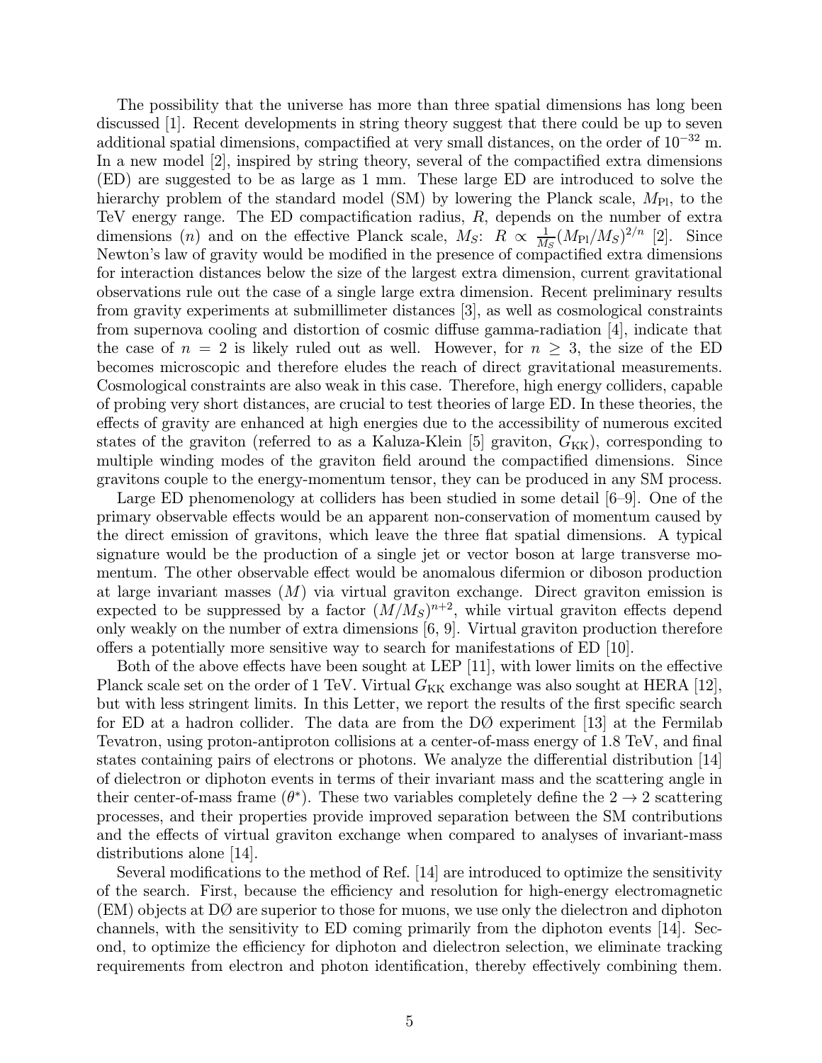The possibility that the universe has more than three spatial dimensions has long been discussed [1]. Recent developments in string theory suggest that there could be up to seven additional spatial dimensions, compactified at very small distances, on the order of $10^{-32}$ m. In a new model [2], inspired by string theory, several of the compactified extra dimensions (ED) are suggested to be as large as 1 mm. These large ED are introduced to solve the hierarchy problem of the standard model (SM) by lowering the Planck scale, $M_{\rm Pl}$, to the TeV energy range. The ED compactification radius, $R$, depends on the number of extra dimensions ($n$) and on the effective Planck scale, $M_S$: $R \propto \frac{1}{M_S}(M_{\rm Pl}/M_S)^{2/n}$ [2]. Since Newton's law of gravity would be modified in the presence of compactified extra dimensions for interaction distances below the size of the largest extra dimension, current gravitational observations rule out the case of a single large extra dimension. Recent preliminary results from gravity experiments at submillimeter distances [3], as well as cosmological constraints from supernova cooling and distortion of cosmic diffuse gamma-radiation [4], indicate that the case of $n = 2$ is likely ruled out as well. However, for $n \geq 3$, the size of the ED becomes microscopic and therefore eludes the reach of direct gravitational measurements. Cosmological constraints are also weak in this case. Therefore, high energy colliders, capable of probing very short distances, are crucial to test theories of large ED. In these theories, the effects of gravity are enhanced at high energies due to the accessibility of numerous excited states of the graviton (referred to as a Kaluza-Klein [5] graviton, $G_{\rm KK}$), corresponding to multiple winding modes of the graviton field around the compactified dimensions. Since gravitons couple to the energy-momentum tensor, they can be produced in any SM process.

Large ED phenomenology at colliders has been studied in some detail [6–9]. One of the primary observable effects would be an apparent non-conservation of momentum caused by the direct emission of gravitons, which leave the three flat spatial dimensions. A typical signature would be the production of a single jet or vector boson at large transverse momentum. The other observable effect would be anomalous difermion or diboson production at large invariant masses ($M$) via virtual graviton exchange. Direct graviton emission is expected to be suppressed by a factor $(M/M_S)^{n+2}$, while virtual graviton effects depend only weakly on the number of extra dimensions [6, 9]. Virtual graviton production therefore offers a potentially more sensitive way to search for manifestations of ED [10].

Both of the above effects have been sought at LEP [11], with lower limits on the effective Planck scale set on the order of 1 TeV. Virtual $G_{\rm KK}$ exchange was also sought at HERA [12], but with less stringent limits. In this Letter, we report the results of the first specific search for ED at a hadron collider. The data are from the DØ experiment [13] at the Fermilab Tevatron, using proton-antiproton collisions at a center-of-mass energy of 1.8 TeV, and final states containing pairs of electrons or photons. We analyze the differential distribution [14] of dielectron or diphoton events in terms of their invariant mass and the scattering angle in their center-of-mass frame ($\theta^*$). These two variables completely define the $2 \to 2$ scattering processes, and their properties provide improved separation between the SM contributions and the effects of virtual graviton exchange when compared to analyses of invariant-mass distributions alone [14].

Several modifications to the method of Ref. [14] are introduced to optimize the sensitivity of the search. First, because the efficiency and resolution for high-energy electromagnetic (EM) objects at DØ are superior to those for muons, we use only the dielectron and diphoton channels, with the sensitivity to ED coming primarily from the diphoton events [14]. Second, to optimize the efficiency for diphoton and dielectron selection, we eliminate tracking requirements from electron and photon identification, thereby effectively combining them.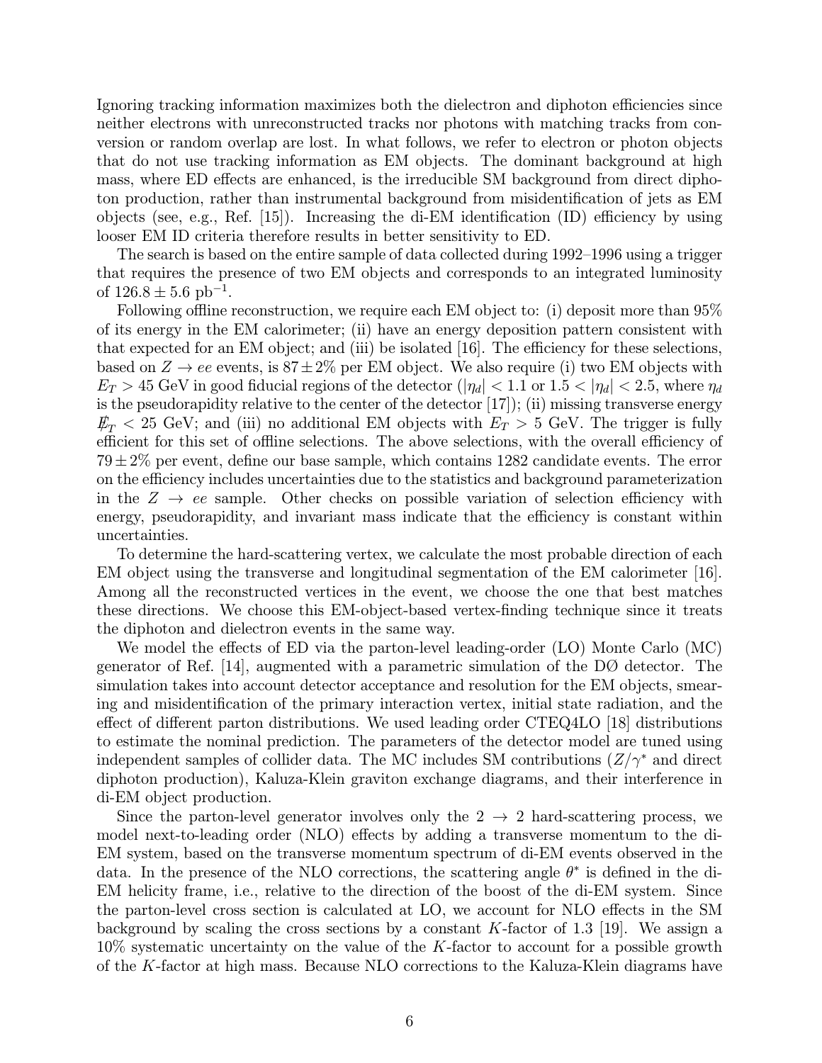Ignoring tracking information maximizes both the dielectron and diphoton efficiencies since neither electrons with unreconstructed tracks nor photons with matching tracks from conversion or random overlap are lost. In what follows, we refer to electron or photon objects that do not use tracking information as EM objects. The dominant background at high mass, where ED effects are enhanced, is the irreducible SM background from direct diphoton production, rather than instrumental background from misidentification of jets as EM objects (see, e.g., Ref. [15]). Increasing the di-EM identification (ID) efficiency by using looser EM ID criteria therefore results in better sensitivity to ED.

The search is based on the entire sample of data collected during 1992–1996 using a trigger that requires the presence of two EM objects and corresponds to an integrated luminosity of $126.8 \pm 5.6$ pb$^{-1}$.

Following offline reconstruction, we require each EM object to: (i) deposit more than 95% of its energy in the EM calorimeter; (ii) have an energy deposition pattern consistent with that expected for an EM object; and (iii) be isolated [16]. The efficiency for these selections, based on $Z \to ee$ events, is $87 \pm 2\%$ per EM object. We also require (i) two EM objects with $E_T > 45$ GeV in good fiducial regions of the detector ($|\eta_d| < 1.1$ or $1.5 < |\eta_d| < 2.5$, where $\eta_d$ is the pseudorapidity relative to the center of the detector [17]); (ii) missing transverse energy $\not\!\!E_T < 25$ GeV; and (iii) no additional EM objects with $E_T > 5$ GeV. The trigger is fully efficient for this set of offline selections. The above selections, with the overall efficiency of $79 \pm 2\%$ per event, define our base sample, which contains 1282 candidate events. The error on the efficiency includes uncertainties due to the statistics and background parameterization in the $Z \to ee$ sample. Other checks on possible variation of selection efficiency with energy, pseudorapidity, and invariant mass indicate that the efficiency is constant within uncertainties.

To determine the hard-scattering vertex, we calculate the most probable direction of each EM object using the transverse and longitudinal segmentation of the EM calorimeter [16]. Among all the reconstructed vertices in the event, we choose the one that best matches these directions. We choose this EM-object-based vertex-finding technique since it treats the diphoton and dielectron events in the same way.

We model the effects of ED via the parton-level leading-order (LO) Monte Carlo (MC) generator of Ref. [14], augmented with a parametric simulation of the DØ detector. The simulation takes into account detector acceptance and resolution for the EM objects, smearing and misidentification of the primary interaction vertex, initial state radiation, and the effect of different parton distributions. We used leading order CTEQ4LO [18] distributions to estimate the nominal prediction. The parameters of the detector model are tuned using independent samples of collider data. The MC includes SM contributions ($Z/\gamma^*$ and direct diphoton production), Kaluza-Klein graviton exchange diagrams, and their interference in di-EM object production.

Since the parton-level generator involves only the $2 \to 2$ hard-scattering process, we model next-to-leading order (NLO) effects by adding a transverse momentum to the di-EM system, based on the transverse momentum spectrum of di-EM events observed in the data. In the presence of the NLO corrections, the scattering angle $\theta^*$ is defined in the di-EM helicity frame, i.e., relative to the direction of the boost of the di-EM system. Since the parton-level cross section is calculated at LO, we account for NLO effects in the SM background by scaling the cross sections by a constant $K$-factor of 1.3 [19]. We assign a 10% systematic uncertainty on the value of the $K$-factor to account for a possible growth of the $K$-factor at high mass. Because NLO corrections to the Kaluza-Klein diagrams have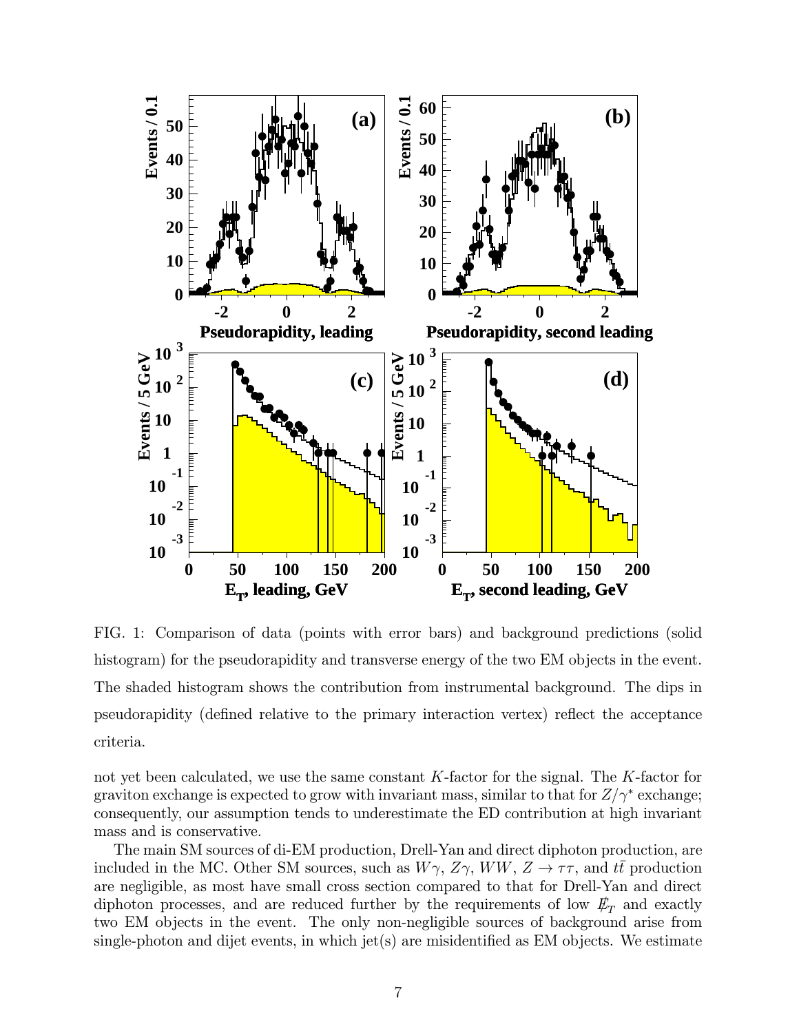FIG. 1: Comparison of data (points with error bars) and background predictions (solid histogram) for the pseudorapidity and transverse energy of the two EM objects in the event. The shaded histogram shows the contribution from instrumental background. The dips in pseudorapidity (defined relative to the primary interaction vertex) reflect the acceptance criteria.

not yet been calculated, we use the same constant $K$-factor for the signal. The $K$-factor for graviton exchange is expected to grow with invariant mass, similar to that for $Z/\gamma^*$ exchange; consequently, our assumption tends to underestimate the ED contribution at high invariant mass and is conservative.

The main SM sources of di-EM production, Drell-Yan and direct diphoton production, are included in the MC. Other SM sources, such as $W\gamma$, $Z\gamma$, $WW$, $Z \to \tau\tau$, and $t\bar{t}$ production are negligible, as most have small cross section compared to that for Drell-Yan and direct diphoton processes, and are reduced further by the requirements of low $\not\!\!E_T$ and exactly two EM objects in the event. The only non-negligible sources of background arise from single-photon and dijet events, in which jet(s) are misidentified as EM objects. We estimate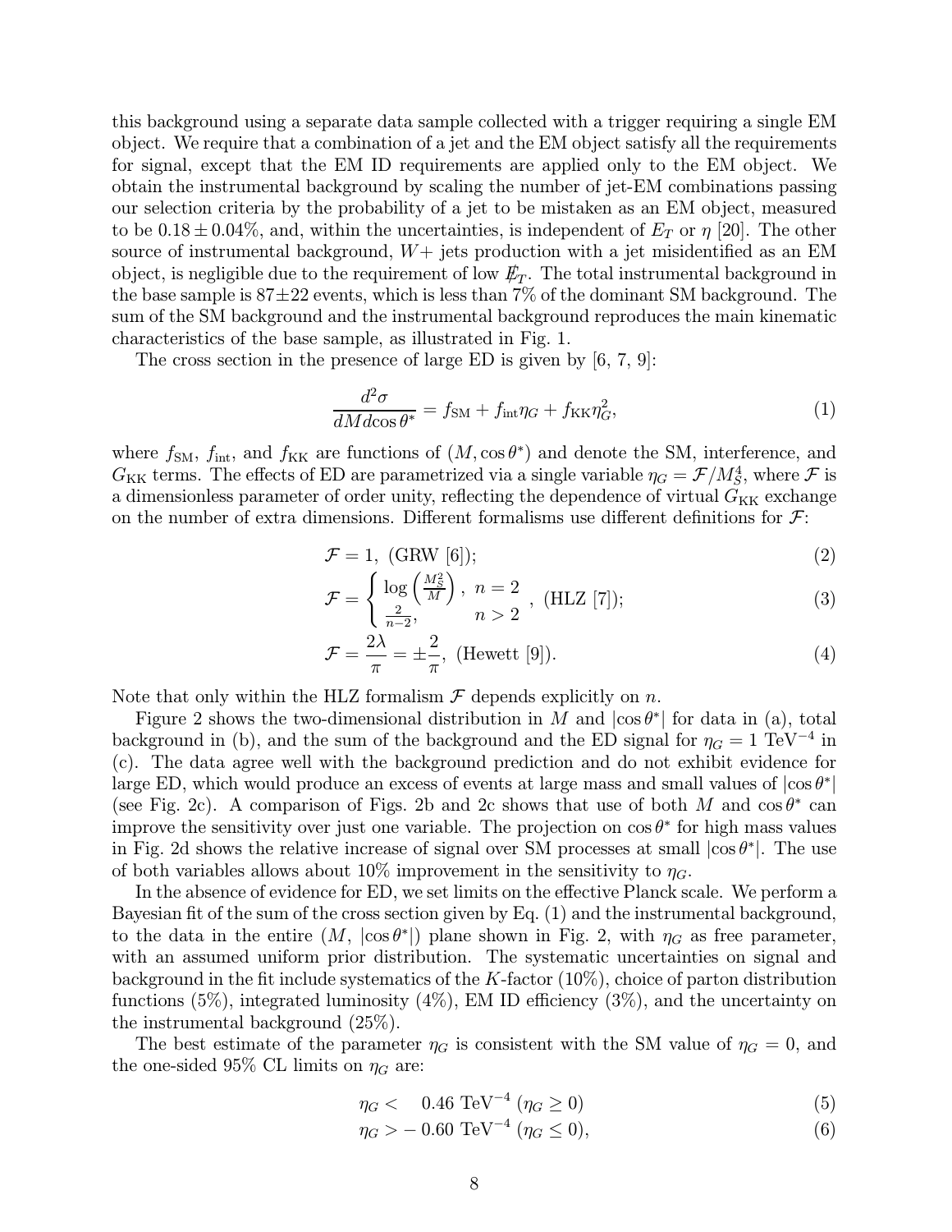this background using a separate data sample collected with a trigger requiring a single EM object. We require that a combination of a jet and the EM object satisfy all the requirements for signal, except that the EM ID requirements are applied only to the EM object. We obtain the instrumental background by scaling the number of jet-EM combinations passing our selection criteria by the probability of a jet to be mistaken as an EM object, measured to be $0.18 \pm 0.04\%$, and, within the uncertainties, is independent of $E_T$ or $\eta$ [20]. The other source of instrumental background, $W+$ jets production with a jet misidentified as an EM object, is negligible due to the requirement of low $\not\!\!E_T$. The total instrumental background in the base sample is $87 \pm 22$ events, which is less than 7% of the dominant SM background. The sum of the SM background and the instrumental background reproduces the main kinematic characteristics of the base sample, as illustrated in Fig. 1.

The cross section in the presence of large ED is given by [6, 7, 9]:

$$\frac{d^2\sigma}{dM d\cos\theta^*} = f_{\rm SM} + f_{\rm int}\eta_G + f_{\rm KK}\eta_G^2, \tag{1}$$

where $f_{\rm SM}$, $f_{\rm int}$, and $f_{\rm KK}$ are functions of $(M, \cos\theta^*)$ and denote the SM, interference, and $G_{\rm KK}$ terms. The effects of ED are parametrized via a single variable $\eta_G = \mathcal{F}/M_S^4$, where $\mathcal{F}$ is a dimensionless parameter of order unity, reflecting the dependence of virtual $G_{\rm KK}$ exchange on the number of extra dimensions. Different formalisms use different definitions for $\mathcal{F}$:

$$\mathcal{F} = 1, \text{ (GRW [6])}; \tag{2}$$

$$\mathcal{F} = \begin{cases} \log\left(\frac{M_S^2}{M}\right), & n = 2 \\ \frac{2}{n-2}, & n > 2 \end{cases}, \text{ (HLZ [7])}; \tag{3}$$

$$\mathcal{F} = \frac{2\lambda}{\pi} = \pm\frac{2}{\pi}, \text{ (Hewett [9])}. \tag{4}$$

Note that only within the HLZ formalism $\mathcal{F}$ depends explicitly on $n$.

Figure 2 shows the two-dimensional distribution in $M$ and $|\cos\theta^*|$ for data in (a), total background in (b), and the sum of the background and the ED signal for $\eta_G = 1$ TeV$^{-4}$ in (c). The data agree well with the background prediction and do not exhibit evidence for large ED, which would produce an excess of events at large mass and small values of $|\cos\theta^*|$ (see Fig. 2c). A comparison of Figs. 2b and 2c shows that use of both $M$ and $\cos\theta^*$ can improve the sensitivity over just one variable. The projection on $\cos\theta^*$ for high mass values in Fig. 2d shows the relative increase of signal over SM processes at small $|\cos\theta^*|$. The use of both variables allows about 10% improvement in the sensitivity to $\eta_G$.

In the absence of evidence for ED, we set limits on the effective Planck scale. We perform a Bayesian fit of the sum of the cross section given by Eq. (1) and the instrumental background, to the data in the entire ($M$, $|\cos\theta^*|$) plane shown in Fig. 2, with $\eta_G$ as free parameter, with an assumed uniform prior distribution. The systematic uncertainties on signal and background in the fit include systematics of the $K$-factor (10%), choice of parton distribution functions (5%), integrated luminosity (4%), EM ID efficiency (3%), and the uncertainty on the instrumental background (25%).

The best estimate of the parameter $\eta_G$ is consistent with the SM value of $\eta_G = 0$, and the one-sided 95% CL limits on $\eta_G$ are:

$$\eta_G < \quad 0.46 \text{ TeV}^{-4} \ (\eta_G \geq 0) \tag{5}$$

$$\eta_G > -0.60 \text{ TeV}^{-4} \ (\eta_G \leq 0), \tag{6}$$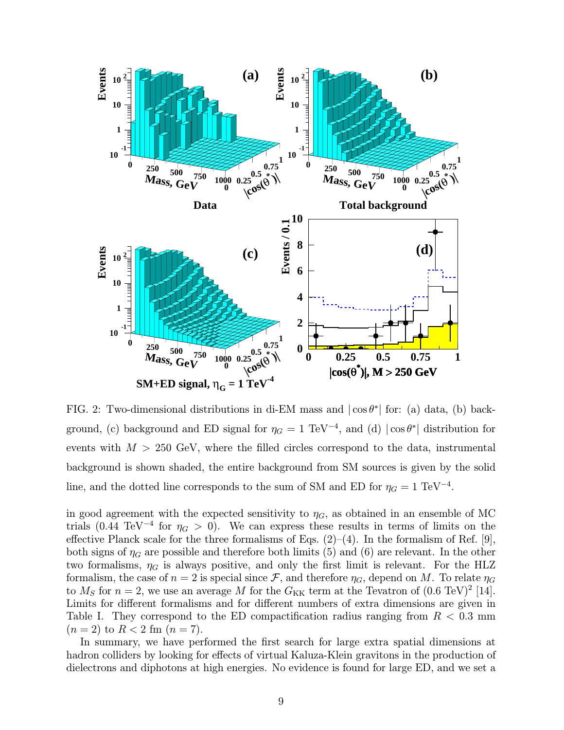FIG. 2: Two-dimensional distributions in di-EM mass and $|\cos\theta^*|$ for: (a) data, (b) background, (c) background and ED signal for $\eta_G = 1$ TeV$^{-4}$, and (d) $|\cos\theta^*|$ distribution for events with $M > 250$ GeV, where the filled circles correspond to the data, instrumental background is shown shaded, the entire background from SM sources is given by the solid line, and the dotted line corresponds to the sum of SM and ED for $\eta_G = 1$ TeV$^{-4}$.

in good agreement with the expected sensitivity to $\eta_G$, as obtained in an ensemble of MC trials (0.44 TeV$^{-4}$ for $\eta_G > 0$). We can express these results in terms of limits on the effective Planck scale for the three formalisms of Eqs. (2)–(4). In the formalism of Ref. [9], both signs of $\eta_G$ are possible and therefore both limits (5) and (6) are relevant. In the other two formalisms, $\eta_G$ is always positive, and only the first limit is relevant. For the HLZ formalism, the case of $n = 2$ is special since $\mathcal{F}$, and therefore $\eta_G$, depend on $M$. To relate $\eta_G$ to $M_S$ for $n = 2$, we use an average $M$ for the $G_{\rm KK}$ term at the Tevatron of $(0.6\ \text{TeV})^2$ [14]. Limits for different formalisms and for different numbers of extra dimensions are given in Table I. They correspond to the ED compactification radius ranging from $R < 0.3$ mm ($n = 2$) to $R < 2$ fm ($n = 7$).

In summary, we have performed the first search for large extra spatial dimensions at hadron colliders by looking for effects of virtual Kaluza-Klein gravitons in the production of dielectrons and diphotons at high energies. No evidence is found for large ED, and we set a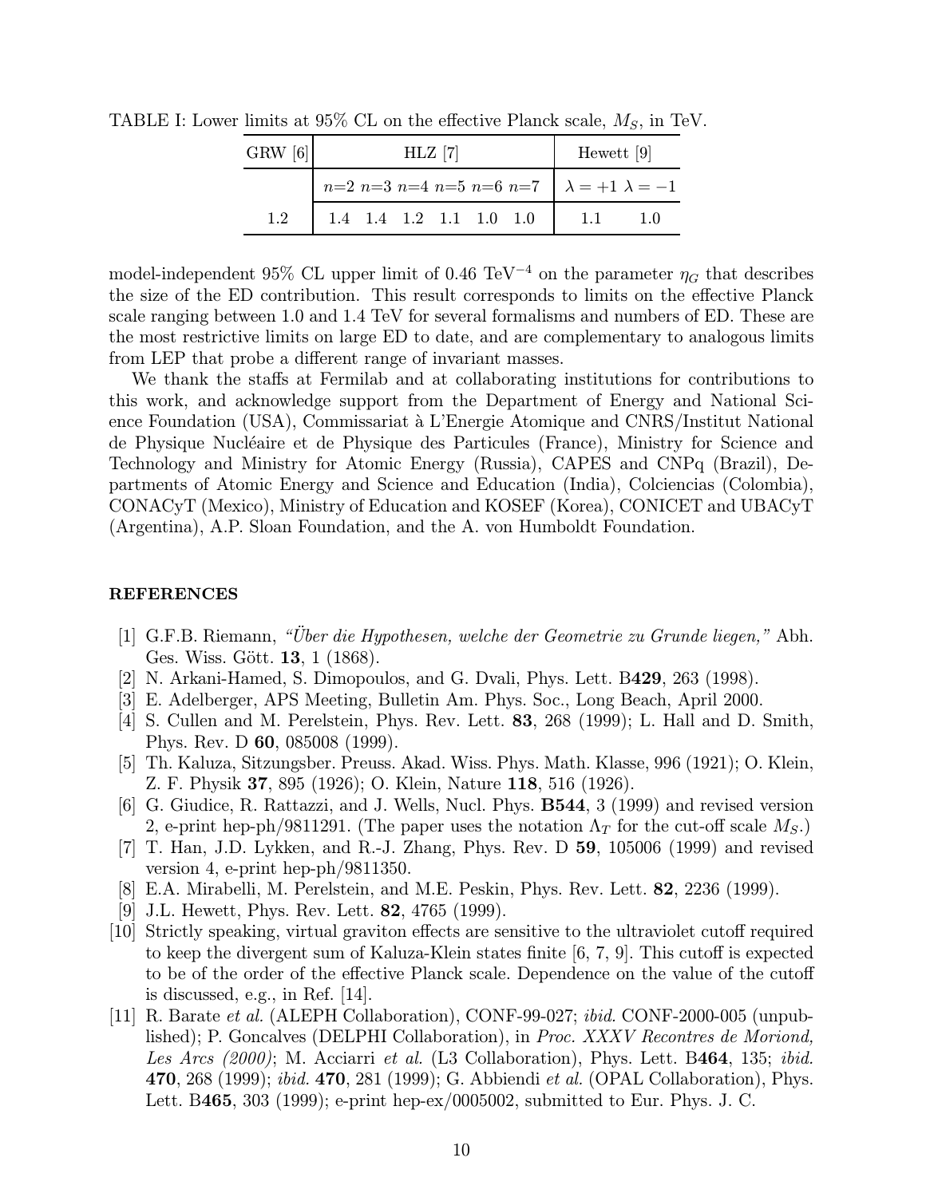TABLE I: Lower limits at 95% CL on the effective Planck scale, $M_S$, in TeV.

| GRW [6] | HLZ [7] | | | | | | Hewett [9] | |
|---|---|---|---|---|---|---|---|---|
| | $n$=2 | $n$=3 | $n$=4 | $n$=5 | $n$=6 | $n$=7 | $\lambda = +1$ | $\lambda = -1$ |
| 1.2 | 1.4 | 1.4 | 1.2 | 1.1 | 1.0 | 1.0 | 1.1 | 1.0 |

model-independent 95% CL upper limit of 0.46 TeV$^{-4}$ on the parameter $\eta_G$ that describes the size of the ED contribution. This result corresponds to limits on the effective Planck scale ranging between 1.0 and 1.4 TeV for several formalisms and numbers of ED. These are the most restrictive limits on large ED to date, and are complementary to analogous limits from LEP that probe a different range of invariant masses.

We thank the staffs at Fermilab and at collaborating institutions for contributions to this work, and acknowledge support from the Department of Energy and National Science Foundation (USA), Commissariat à L'Energie Atomique and CNRS/Institut National de Physique Nucléaire et de Physique des Particules (France), Ministry for Science and Technology and Ministry for Atomic Energy (Russia), CAPES and CNPq (Brazil), Departments of Atomic Energy and Science and Education (India), Colciencias (Colombia), CONACyT (Mexico), Ministry of Education and KOSEF (Korea), CONICET and UBACyT (Argentina), A.P. Sloan Foundation, and the A. von Humboldt Foundation.

## REFERENCES

[1] G.F.B. Riemann, *"Über die Hypothesen, welche der Geometrie zu Grunde liegen,"* Abh. Ges. Wiss. Gött. **13**, 1 (1868).

[2] N. Arkani-Hamed, S. Dimopoulos, and G. Dvali, Phys. Lett. B**429**, 263 (1998).

[3] E. Adelberger, APS Meeting, Bulletin Am. Phys. Soc., Long Beach, April 2000.

[4] S. Cullen and M. Perelstein, Phys. Rev. Lett. **83**, 268 (1999); L. Hall and D. Smith, Phys. Rev. D **60**, 085008 (1999).

[5] Th. Kaluza, Sitzungsber. Preuss. Akad. Wiss. Phys. Math. Klasse, 996 (1921); O. Klein, Z. F. Physik **37**, 895 (1926); O. Klein, Nature **118**, 516 (1926).

[6] G. Giudice, R. Rattazzi, and J. Wells, Nucl. Phys. **B544**, 3 (1999) and revised version 2, e-print hep-ph/9811291. (The paper uses the notation $\Lambda_T$ for the cut-off scale $M_S$.)

[7] T. Han, J.D. Lykken, and R.-J. Zhang, Phys. Rev. D **59**, 105006 (1999) and revised version 4, e-print hep-ph/9811350.

[8] E.A. Mirabelli, M. Perelstein, and M.E. Peskin, Phys. Rev. Lett. **82**, 2236 (1999).

[9] J.L. Hewett, Phys. Rev. Lett. **82**, 4765 (1999).

[10] Strictly speaking, virtual graviton effects are sensitive to the ultraviolet cutoff required to keep the divergent sum of Kaluza-Klein states finite [6, 7, 9]. This cutoff is expected to be of the order of the effective Planck scale. Dependence on the value of the cutoff is discussed, e.g., in Ref. [14].

[11] R. Barate *et al.* (ALEPH Collaboration), CONF-99-027; *ibid.* CONF-2000-005 (unpublished); P. Goncalves (DELPHI Collaboration), in *Proc. XXXV Recontres de Moriond, Les Arcs (2000)*; M. Acciarri *et al.* (L3 Collaboration), Phys. Lett. B**464**, 135; *ibid.* **470**, 268 (1999); *ibid.* **470**, 281 (1999); G. Abbiendi *et al.* (OPAL Collaboration), Phys. Lett. B**465**, 303 (1999); e-print hep-ex/0005002, submitted to Eur. Phys. J. C.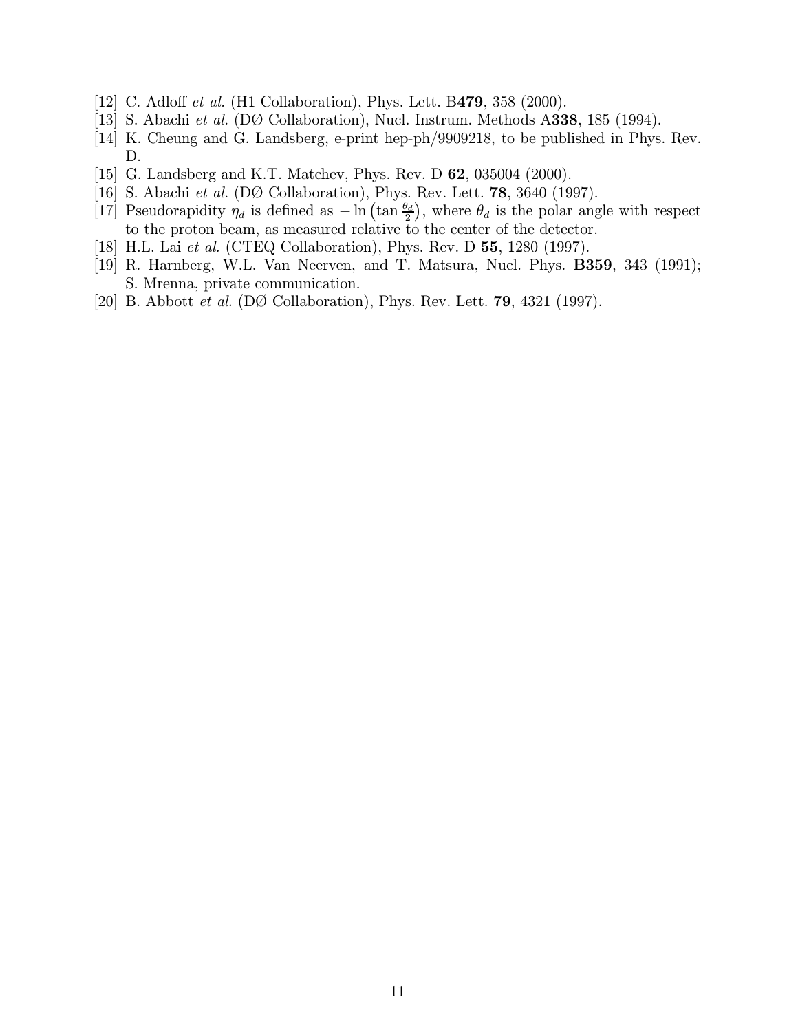[12] C. Adloff *et al.* (H1 Collaboration), Phys. Lett. B**479**, 358 (2000).

[13] S. Abachi *et al.* (DØ Collaboration), Nucl. Instrum. Methods A**338**, 185 (1994).

[14] K. Cheung and G. Landsberg, e-print hep-ph/9909218, to be published in Phys. Rev. D.

[15] G. Landsberg and K.T. Matchev, Phys. Rev. D **62**, 035004 (2000).

[16] S. Abachi *et al.* (DØ Collaboration), Phys. Rev. Lett. **78**, 3640 (1997).

[17] Pseudorapidity $\eta_d$ is defined as $-\ln\left(\tan\frac{\theta_d}{2}\right)$, where $\theta_d$ is the polar angle with respect to the proton beam, as measured relative to the center of the detector.

[18] H.L. Lai *et al.* (CTEQ Collaboration), Phys. Rev. D **55**, 1280 (1997).

[19] R. Harnberg, W.L. Van Neerven, and T. Matsura, Nucl. Phys. **B359**, 343 (1991); S. Mrenna, private communication.

[20] B. Abbott *et al.* (DØ Collaboration), Phys. Rev. Lett. **79**, 4321 (1997).